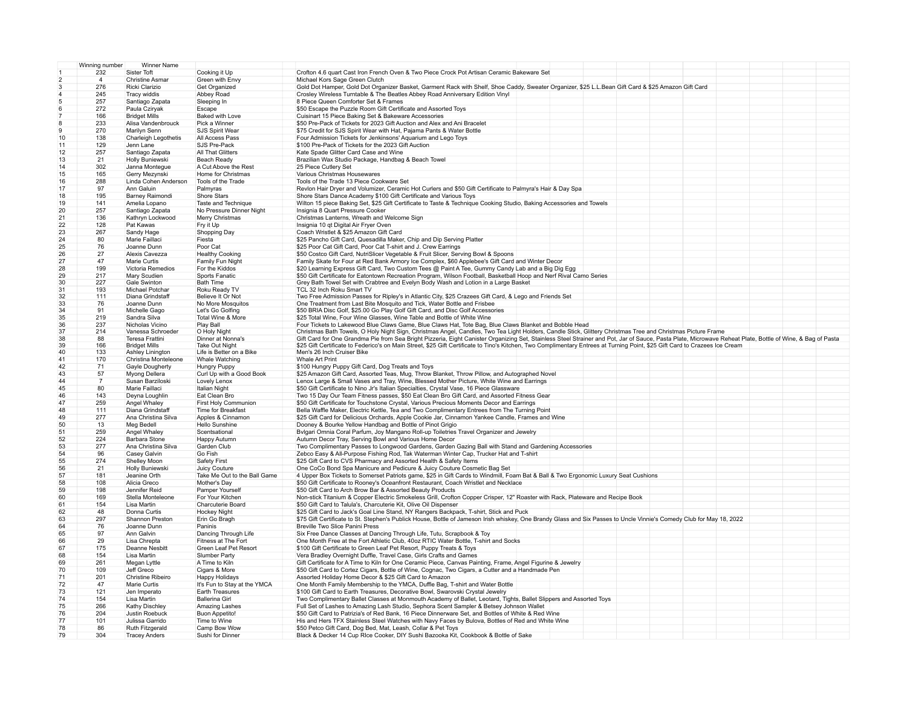| | Winning number | Winner Name | | |
|---|---|---|---|---|
| 1 | 232 | Sister Toft | Cooking it Up | Crofton 4.6 quart Cast Iron French Oven & Two Piece Crock Pot Artisan Ceramic Bakeware Set |
| 2 | 4 | Christine Asmar | Green with Envy | Michael Kors Sage Green Clutch |
| 3 | 276 | Ricki Clarizio | Get Organized | Gold Dot Hamper, Gold Dot Organizer Basket, Garment Rack with Shelf, Shoe Caddy, Sweater Organizer, $25 L.L.Bean Gift Card & $25 Amazon Gift Card |
| 4 | 245 | Tracy widdis | Abbey Road | Crosley Wireless Turntable & The Beatles Abbey Road Anniversary Edition Vinyl |
| 5 | 257 | Santiago Zapata | Sleeping In | 8 Piece Queen Comforter Set & Frames |
| 6 | 272 | Paula Cziryak | Escape | $50 Escape the Puzzle Room Gift Certificate and Assorted Toys |
| 7 | 166 | Bridget Mills | Baked with Love | Cuisinart 15 Piece Baking Set & Bakeware Accessories |
| 8 | 233 | Alisa Vandenbrouck | Pick a Winner | $50 Pre-Pack of Tickets for 2023 Gift Auction and Alex and Ani Bracelet |
| 9 | 270 | Marilyn Senn | SJS Spirit Wear | $75 Credit for SJS Spirit Wear with Hat, Pajama Pants & Water Bottle |
| 10 | 138 | Charleigh Legothetis | All Access Pass | Four Admission Tickets for Jenkinsons' Aquarium and Lego Toys |
| 11 | 129 | Jenn Lane | SJS Pre-Pack | $100 Pre-Pack of Tickets for the 2023 Gift Auction |
| 12 | 257 | Santiago Zapata | All That Glitters | Kate Spade Glitter Card Case and Wine |
| 13 | 21 | Holly Buniewski | Beach Ready | Brazilian Wax Studio Package, Handbag & Beach Towel |
| 14 | 302 | Janna Montegue | A Cut Above the Rest | 25 Piece Cutlery Set |
| 15 | 165 | Gerry Mezynski | Home for Christmas | Various Christmas Housewares |
| 16 | 288 | Linda Cohen Anderson | Tools of the Trade | Tools of the Trade 13 Piece Cookware Set |
| 17 | 97 | Ann Galuin | Palmyras | Revlon Hair Dryer and Volumizer, Ceramic Hot Curlers and $50 Gift Certificate to Palmyra's Hair & Day Spa |
| 18 | 195 | Barney Raimondi | Shore Stars | Shore Stars Dance Academy $100 Gift Certificate and Various Toys |
| 19 | 141 | Amelia Lopano | Taste and Technique | Wilton 15 piece Baking Set, $25 Gift Certificate to Taste & Technique Cooking Studio, Baking Accessories and Towels |
| 20 | 257 | Santiago Zapata | No Pressure Dinner Night | Insignia 8 Quart Pressure Cooker |
| 21 | 136 | Kathryn Lockwood | Merry Christmas | Christmas Lanterns, Wreath and Welcome Sign |
| 22 | 128 | Pat Kawas | Fry it Up | Insignia 10 qt Digital Air Fryer Oven |
| 23 | 267 | Sandy Hage | Shopping Day | Coach Wristlet & $25 Amazon Gift Card |
| 24 | 80 | Marie Faillaci | Fiesta | $25 Pancho Gift Card, Quesadilla Maker, Chip and Dip Serving Platter |
| 25 | 76 | Joanne Dunn | Poor Cat | $25 Poor Cat Gift Card, Poor Cat T-shirt and J. Crew Earrings |
| 26 | 27 | Alexis Cavezza | Healthy Cooking | $50 Costco Gift Card, NutriSlicer Vegetable & Fruit Slicer, Serving Bowl & Spoons |
| 27 | 47 | Marie Curtis | Family Fun Night | Family Skate for Four at Red Bank Armory Ice Complex, $60 Applebee's Gift Card and Winter Decor |
| 28 | 199 | Victoria Remedios | For the Kiddos | $20 Learning Express Gift Card, Two Custom Tees @ Paint A Tee, Gummy Candy Lab and a Big Dig Egg |
| 29 | 217 | Mary Scudien | Sports Fanatic | $50 Gift Certificate for Eatontown Recreation Program, Wilson Football, Basketball Hoop and Nerf Rival Camo Series |
| 30 | 227 | Gale Swinton | Bath Time | Grey Bath Towel Set with Crabtree and Evelyn Body Wash and Lotion in a Large Basket |
| 31 | 193 | Michael Potchar | Roku Ready TV | TCL 32 Inch Roku Smart TV |
| 32 | 111 | Diana Grindstaff | Believe It Or Not | Two Free Admission Passes for Ripley's in Atlantic City, $25 Crazees Gift Card, & Lego and Friends Set |
| 33 | 76 | Joanne Dunn | No More Mosquitos | One Treatment from Last Bite Mosquito and Tick, Water Bottle and Frisbee |
| 34 | 91 | Michelle Gago | Let's Go Golfing | $50 BRIA Disc Golf, $25.00 Go Play Golf Gift Card, and Disc Golf Accessories |
| 35 | 219 | Sandra Silva | Total Wine & More | $25 Total Wine, Four Wine Glasses, Wine Table and Bottle of White Wine |
| 36 | 237 | Nicholas Vicino | Play Ball | Four Tickets to Lakewood Blue Claws Game, Blue Claws Hat, Tote Bag, Blue Claws Blanket and Bobble Head |
| 37 | 214 | Vanessa Schroeder | O Holy Night | Christmas Bath Towels, O Holy Night Sign, Christmas Angel, Candles, Two Tea Light Holders, Candle Stick, Glittery Christmas Tree and Christmas Picture Frame |
| 38 | 88 | Teresa Fratini | Dinner at Nonna's | Gift Card for One Grandma Pie from Sea Bright Pizzeria, Eight Canister Organizing Set, Stainless Steel Strainer and Pot, Jar of Sauce, Pasta Plate, Microwave Reheat Plate, Bottle of Wine, & Bag of Pasta |
| 39 | 166 | Bridget Mills | Take Out Night | $25 Gift Certificate to Federico's on Main Street, $25 Gift Certificate to Tino's Kitchen, Two Complimentary Entrees at Turning Point, $25 Gift Card to Crazees Ice Cream |
| 40 | 133 | Ashley Linington | Life is Better on a Bike | Men's 26 Inch Cruiser Bike |
| 41 | 170 | Christina Monteleone | Whale Watching | Whale Art Print |
| 42 | 71 | Gayle Dougherty | Hungry Puppy | $100 Hungry Puppy Gift Card, Dog Treats and Toys |
| 43 | 57 | Myong Dellera | Curl Up with a Good Book | $25 Amazon Gift Card, Assorted Teas, Mug, Throw Blanket, Throw Pillow, and Autographed Novel |
| 44 | 7 | Susan Barziloski | Lovely Lenox | Lenox Large & Small Vases and Tray, Wine, Blessed Mother Picture, White Wine and Earrings |
| 45 | 80 | Marie Faillaci | Italian Night | $50 Gift Certificate to Nino Jr's Italian Specialties, Crystal Vase, 16 Piece Glassware |
| 46 | 143 | Deyna Loughlin | Eat Clean Bro | Two 15 Day Our Team Fitness passes, $50 Eat Clean Bro Gift Card, and Assorted Fitness Gear |
| 47 | 259 | Angel Whaley | First Holy Communion | $50 Gift Certificate for Touchstone Crystal, Various Precious Moments Decor and Earrings |
| 48 | 111 | Diana Grindstaff | Time for Breakfast | Bella Waffle Maker, Electric Kettle, Tea and Two Complimentary Entrees from The Turning Point |
| 49 | 277 | Ana Christina Silva | Apples & Cinnamon | $25 Gift Card for Delicious Orchards, Apple Cookie Jar, Cinnamon Yankee Candle, Frames and Wine |
| 50 | 13 | Meg Bedell | Hello Sunshine | Dooney & Bourke Yellow Handbag and Bottle of Pinot Grigio |
| 51 | 259 | Angel Whaley | Scentsational | Bvlgari Omnia Coral Parfum, Joy Mangano Roll-up Toiletries Travel Organizer and Jewelry |
| 52 | 224 | Barbara Stone | Happy Autumn | Autumn Decor Tray, Serving Bowl and Various Home Decor |
| 53 | 277 | Ana Christina Silva | Garden Club | Two Complimentary Passes to Longwood Gardens, Garden Gazing Ball with Stand and Gardening Accessories |
| 54 | 96 | Casey Galvin | Go Fish | Zebco Easy & All-Purpose Fishing Rod, Tak Waterman Winter Cap, Trucker Hat and T-shirt |
| 55 | 274 | Shelley Moon | Safety First | $25 Gift Card to CVS Pharmacy and Assorted Health & Safety Items |
| 56 | 21 | Holly Buniewski | Juicy Couture | One CoCo Bond Spa Manicure and Pedicure & Juicy Couture Cosmetic Bag Set |
| 57 | 181 | Jeanine Orth | Take Me Out to the Ball Game | 4 Upper Box Tickets to Somerset Patriots game, $25 in Gift Cards to Windmill, Foam Bat & Ball & Two Ergonomic Luxury Seat Cushions |
| 58 | 108 | Alicia Greco | Mother's Day | $50 Gift Certificate to Rooney's Oceanfront Restaurant, Coach Wristlet and Necklace |
| 59 | 198 | Jennifer Reid | Pamper Yourself | $50 Gift Card to Arch Brow Bar & Assorted Beauty Products |
| 60 | 169 | Stella Monteleone | For Your Kitchen | Non-stick Titanium & Copper Electric Smokeless Grill, Crofton Copper Crisper, 12" Roaster with Rack, Plateware and Recipe Book |
| 61 | 154 | Lisa Martin | Charcuterie Board | $50 Gift Card to Talula's, Charcuterie Kit, Olive Oil Dispenser |
| 62 | 48 | Donna Curtis | Hockey Night | $25 Gift Card to Jack's Goal Line Stand, NY Rangers Backpack, T-shirt, Stick and Puck |
| 63 | 297 | Shannon Preston | Erin Go Bragh | $75 Gift Certificate to St. Stephen's Publick House, Bottle of Jameson Irish whiskey, One Brandy Glass and Six Passes to Uncle Vinnie's Comedy Club for May 18, 2022 |
| 64 | 76 | Joanne Dunn | Paninis | Breville Two Slice Panini Press |
| 65 | 97 | Ann Galvin | Dancing Through Life | Six Free Dance Classes at Dancing Through Life, Tutu, Scrapbook & Toy |
| 66 | 29 | Lisa Chrepta | Fitness at The Fort | One Month Free at the Fort Athletic Club, 40oz RTIC Water Bottle, T-shirt and Socks |
| 67 | 175 | Deanne Nesbitt | Green Leaf Pet Resort | $100 Gift Certificate to Green Leaf Pet Resort, Puppy Treats & Toys |
| 68 | 154 | Lisa Martin | Slumber Party | Vera Bradley Overnight Duffle, Travel Case, Girls Crafts and Games |
| 69 | 261 | Megan Lyttle | A Time to Kiln | Gift Certificate for A Time to Kiln for One Ceramic Piece, Canvas Painting, Frame, Angel Figurine & Jewelry |
| 70 | 109 | Jeff Greco | Cigars & More | $50 Gift Card to Cortez Cigars, Bottle of Wine, Cognac, Two Cigars, a Cutter and a Handmade Pen |
| 71 | 201 | Christine Ribeiro | Happy Holidays | Assorted Holiday Home Decor & $25 Gift Card to Amazon |
| 72 | 47 | Marie Curtis | It's Fun to Stay at the YMCA | One Month Family Membership to the YMCA, Duffle Bag, T-shirt and Water Bottle |
| 73 | 121 | Jen Imperato | Earth Treasures | $100 Gift Card to Earth Treasures, Decorative Bowl, Swarovski Crystal Jewelry |
| 74 | 154 | Lisa Martin | Ballerina Girl | Two Complimentary Ballet Classes at Monmouth Academy of Ballet, Leotard, Tights, Ballet Slippers and Assorted Toys |
| 75 | 266 | Kathy Dischley | Amazing Lashes | Full Set of Lashes to Amazing Lash Studio, Sephora Scent Sampler & Betsey Johnson Wallet |
| 76 | 204 | Justin Roebuck | Buon Appetito! | $50 Gift Card to Patrizia's of Red Bank, 16 Piece Dinnerware Set, and Bottles of White & Red Wine |
| 77 | 101 | Julissa Garrido | Time to Wine | His and Hers TFX Stainless Steel Watches with Navy Faces by Bulova, Bottles of Red and White Wine |
| 78 | 86 | Ruth Fitzgerald | Camp Bow Wow | $50 Petco Gift Card, Dog Bed, Mat, Leash, Collar & Pet Toys |
| 79 | 304 | Tracey Anders | Sushi for Dinner | Black & Decker 14 Cup RIce Cooker, DIY Sushi Bazooka Kit, Cookbook & Bottle of Sake |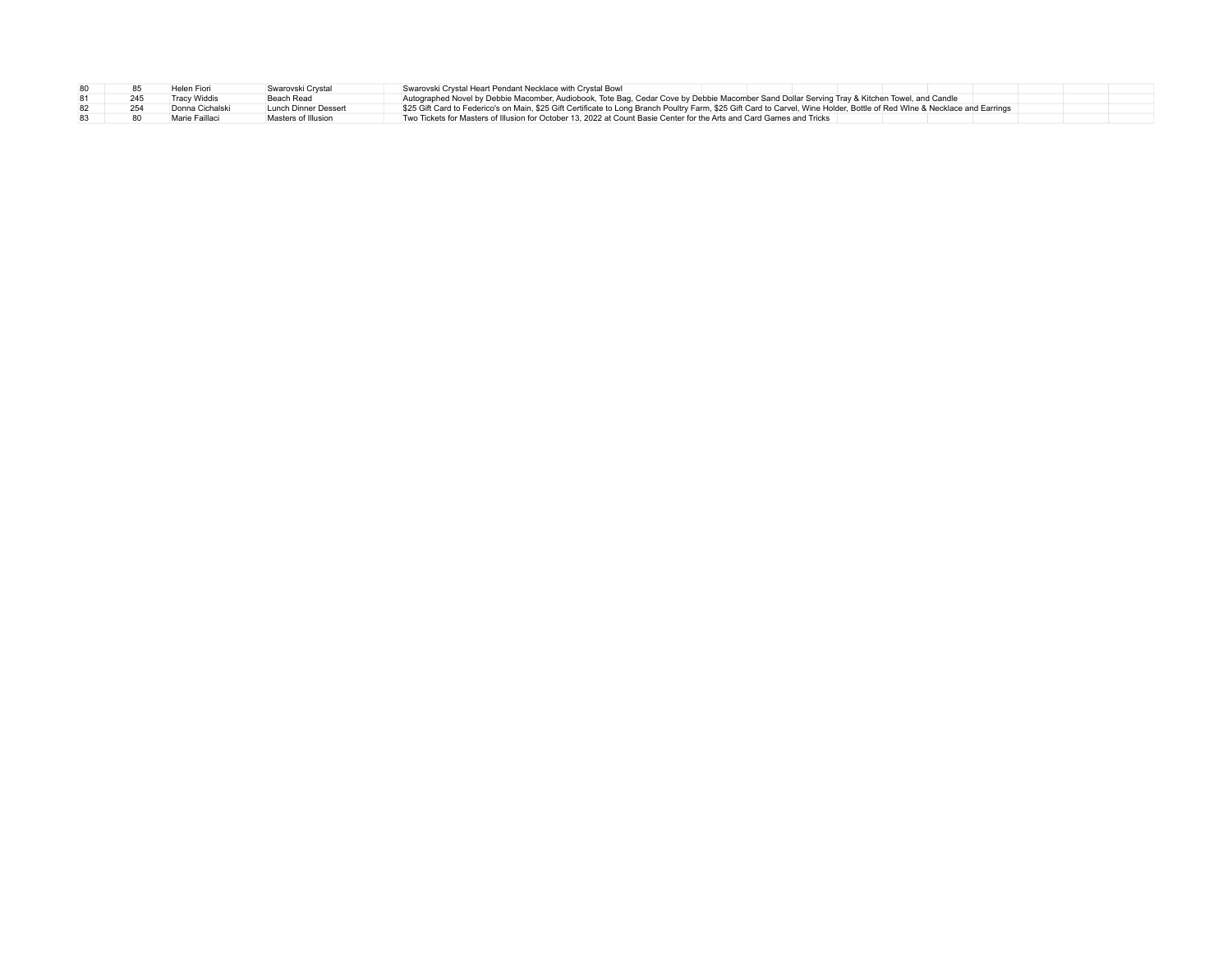| | | | | | |
|---|---|---|---|---|---|
| 80 | 85 | Helen Fiori | Swarovski Crystal | | Swarovski Crystal Heart Pendant Necklace with Crystal Bowl |
| 81 | 245 | Tracy Widdis | Beach Read | | Autographed Novel by Debbie Macomber, Audiobook, Tote Bag, Cedar Cove by Debbie Macomber Sand Dollar Serving Tray & Kitchen Towel, and Candle |
| 82 | 254 | Donna Cichalski | Lunch Dinner Dessert | | $25 Gift Card to Federico's on Main, $25 Gift Certificate to Long Branch Poultry Farm, $25 Gift Card to Carvel, Wine Holder, Bottle of Red WIne & Necklace and Earrings |
| 83 | 80 | Marie Faillaci | Masters of Illusion | | Two Tickets for Masters of Illusion for October 13, 2022 at Count Basie Center for the Arts and Card Games and Tricks |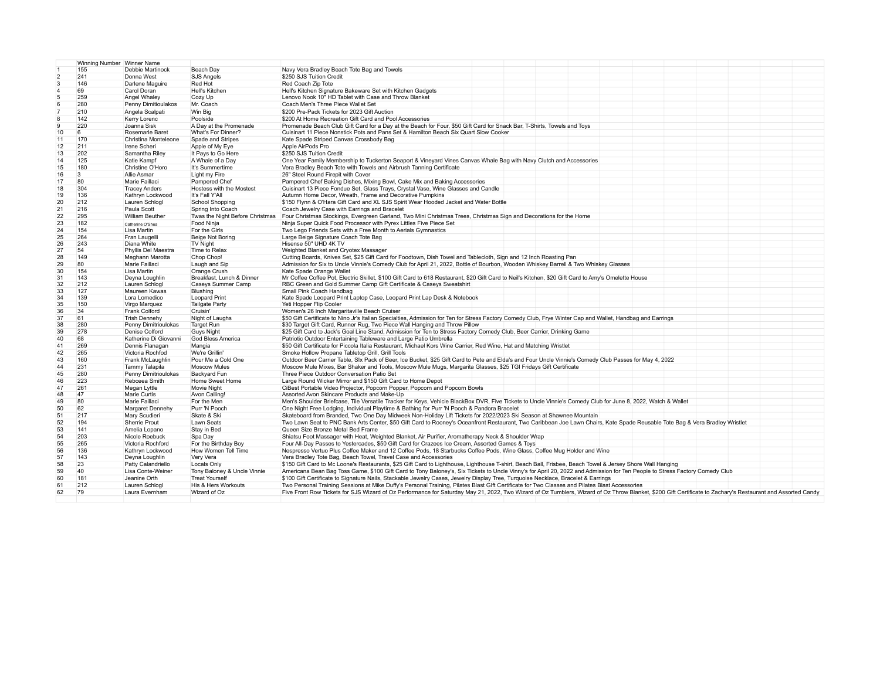|  | Winning Number | Winner Name |  |  |
|---|---|---|---|---|
| 1 | 155 | Debbie Martinock | Beach Day | Navy Vera Bradley Beach Tote Bag and Towels |
| 2 | 241 | Donna West | SJS Angels | $250 SJS Tuition Credit |
| 3 | 146 | Darlene Maguire | Red Hot | Red Coach Zip Tote |
| 4 | 69 | Carol Doran | Hell's Kitchen | Hell's Kitchen Signature Bakeware Set with Kitchen Gadgets |
| 5 | 259 | Angel Whaley | Cozy Up | Lenovo Nook 10" HD Tablet with Case and Throw Blanket |
| 6 | 280 | Penny Dimitioulakos | Mr. Coach | Coach Men's Three Piece Wallet Set |
| 7 | 210 | Angela Scalpati | Win Big | $200 Pre-Pack Tickets for 2023 Gift Auction |
| 8 | 142 | Kerry Lorenc | Poolside | $200 At Home Recreation Gift Card and Pool Accessories |
| 9 | 220 | Joanna Sisk | A Day at the Promenade | Promenade Beach Club Gift Card for a Day at the Beach for Four, $50 Gift Card for Snack Bar, T-Shirts, Towels and Toys |
| 10 | 6 | Rosemarie Baret | What's For Dinner? | Cuisinart 11 Piece Nonstick Pots and Pans Set & Hamilton Beach Six Quart Slow Cooker |
| 11 | 170 | Christina Monteleone | Spade and Stripes | Kate Spade Striped Canvas Crossbody Bag |
| 12 | 211 | Irene Scheri | Apple of My Eye | Apple AirPods Pro |
| 13 | 202 | Samantha Riley | It Pays to Go Here | $250 SJS Tuition Credit |
| 14 | 125 | Katie Kampf | A Whale of a Day | One Year Family Membership to Tuckerton Seaport & Vineyard Vines Canvas Whale Bag with Navy Clutch and Accessories |
| 15 | 180 | Christine O'Horo | It's Summertime | Vera Bradley Beach Tote with Towels and Airbrush Tanning Certificate |
| 16 | 3 | Allie Asmar | Light my Fire | 26" Steel Round Firepit with Cover |
| 17 | 80 | Marie Faillaci | Pampered Chef | Pampered Chef Baking Dishes, Mixing Bowl, Cake Mix and Baking Accessories |
| 18 | 304 | Tracey Anders | Hostess with the Mostest | Cuisinart 13 Piece Fondue Set, Glass Trays, Crystal Vase, Wine Glasses and Candle |
| 19 | 136 | Kathryn Lockwood | It's Fall Y'All | Autumn Home Decor, Wreath, Frame and Decorative Pumpkins |
| 20 | 212 | Lauren Schlogl | School Shopping | $150 Flynn & O'Hara Gift Card and XL SJS Spirit Wear Hooded Jacket and Water Bottle |
| 21 | 216 | Paula Scott | Spring Into Coach | Coach Jewelry Case with Earrings and Bracelet |
| 22 | 295 | William Beuther | Twas the Night Before Christmas | Four Christmas Stockings, Evergreen Garland, Two Mini Christmas Trees, Christmas Sign and Decorations for the Home |
| 23 | 182 | Catherine O'Shea | Food Ninja | Ninja Super Quick Food Processor with Pyrex Littles Five Piece Set |
| 24 | 154 | Lisa Martin | For the Girls | Two Lego Friends Sets with a Free Month to Aerials Gymnastics |
| 25 | 264 | Fran Laugelli | Beige Not Boring | Large Beige Signature Coach Tote Bag |
| 26 | 243 | Diana White | TV Night | Hisense 50" UHD 4K TV |
| 27 | 54 | Phyllis Del Maestra | Time to Relax | Weighted Blanket and Cryotex Massager |
| 28 | 149 | Meghann Marotta | Chop Chop! | Cutting Boards, Knives Set, $25 Gift Card for Foodtown, Dish Towel and Tablecloth, Sign and 12 Inch Roasting Pan |
| 29 | 80 | Marie Faillaci | Laugh and Sip | Admission for Six to Uncle Vinnie's Comedy Club for April 21, 2022, Bottle of Bourbon, Wooden Whiskey Barrell & Two Whiskey Glasses |
| 30 | 154 | Lisa Martin | Orange Crush | Kate Spade Orange Wallet |
| 31 | 143 | Deyna Loughlin | Breakfast, Lunch & Dinner | Mr Coffee Coffee Pot, Electric Skillet, $100 Gift Card to 618 Restaurant, $20 Gift Card to Neil's Kitchen, $20 Gift Card to Amy's Omelette House |
| 32 | 212 | Lauren Schlogl | Caseys Summer Camp | RBC Green and Gold Summer Camp Gift Certificate & Caseys Sweatshirt |
| 33 | 127 | Maureen Kawas | Blushing | Small Pink Coach Handbag |
| 34 | 139 | Lora Lomedico | Leopard Print | Kate Spade Leopard Print Laptop Case, Leopard Print Lap Desk & Notebook |
| 35 | 150 | Virgo Marquez | Tailgate Party | Yeti Hopper Flip Cooler |
| 36 | 34 | Frank Colford | Cruisin' | Women's 26 Inch Margaritaville Beach Cruiser |
| 37 | 61 | Trish Dennehy | Night of Laughs | $50 Gift Certificate to Nino Jr's Italian Specialties, Admission for Ten for Stress Factory Comedy Club, Frye Winter Cap and Wallet, Handbag and Earrings |
| 38 | 280 | Penny Dimitrioulakos | Target Run | $30 Target Gift Card, Runner Rug, Two Piece Wall Hanging and Throw Pillow |
| 39 | 278 | Denise Colford | Guys Night | $25 Gift Card to Jack's Goal Line Stand, Admission for Ten to Stress Factory Comedy Club, Beer Carrier, Drinking Game |
| 40 | 68 | Katherine Di Giovanni | God Bless America | Patriotic Outdoor Entertaining Tableware and Large Patio Umbrella |
| 41 | 269 | Dennis Flanagan | Mangia | $50 Gift Certificate for Piccola Italia Restaurant, Michael Kors Wine Carrier, Red Wine, Hat and Matching Wristlet |
| 42 | 265 | Victoria Rochfod | We're Grillin' | Smoke Hollow Propane Tabletop Grill, Grill Tools |
| 43 | 160 | Frank McLaughlin | Pour Me a Cold One | Outdoor Beer Carrier Table, SIx Pack of Beer, Ice Bucket, $25 Gift Card to Pete and Elda's and Four Uncle Vinnie's Comedy Club Passes for May 4, 2022 |
| 44 | 231 | Tammy Talapila | Moscow Mules | Moscow Mule Mixes, Bar Shaker and Tools, Moscow Mule Mugs, Margarita Glasses, $25 TGI Fridays Gift Certificate |
| 45 | 280 | Penny Dimitrioulakos | Backyard Fun | Three Piece Outdoor Conversation Patio Set |
| 46 | 223 | Rebceea Smith | Home Sweet Home | Large Round Wicker Mirror and $150 Gift Card to Home Depot |
| 47 | 261 | Megan Lyttle | Movie Night | CiBest Portable Video Projector, Popcorn Popper, Popcorn and Popcorn Bowls |
| 48 | 47 | Marie Curtis | Avon Calling! | Assorted Avon Skincare Products and Make-Up |
| 49 | 80 | Marie Faillaci | For the Men | Men's Shoulder Briefcase, Tile Versatile Tracker for Keys, Vehicle BlackBox DVR, Five Tickets to Uncle Vinnie's Comedy Club for June 8, 2022, Watch & Wallet |
| 50 | 62 | Margaret Dennehy | Purr 'N Pooch | One Night Free Lodging, Individual Playtime & Bathing for Purr 'N Pooch & Pandora Bracelet |
| 51 | 217 | Mary Scudieri | Skate & Ski | Skateboard from Branded, Two One Day Midweek Non-Holiday Lift Tickets for 2022/2023 Ski Season at Shawnee Mountain |
| 52 | 194 | Sherrie Prout | Lawn Seats | Two Lawn Seat to PNC Bank Arts Center, $50 Gift Card to Rooney's Oceanfront Restaurant, Two Caribbean Joe Lawn Chairs, Kate Spade Reusable Tote Bag & Vera Bradley Wristlet |
| 53 | 141 | Amelia Lopano | Stay in Bed | Queen Size Bronze Metal Bed Frame |
| 54 | 203 | Nicole Roebuck | Spa Day | Shiatsu Foot Massager with Heat, Weighted Blanket, Air Purifier, Aromatherapy Neck & Shoulder Wrap |
| 55 | 265 | Victoria Rochford | For the Birthday Boy | Four All-Day Passes to Yestercades, $50 Gift Card for Crazees Ice Cream, Assorted Games & Toys |
| 56 | 136 | Kathryn Lockwood | How Women Tell Time | Nespresso Vertuo Plus Coffee Maker and 12 Coffee Pods, 18 Starbucks Coffee Pods, Wine Glass, Coffee Mug Holder and Wine |
| 57 | 143 | Deyna Loughlin | Very Vera | Vera Bradley Tote Bag, Beach Towel, Travel Case and Accessories |
| 58 | 23 | Patty Calandriello | Locals Only | $150 Gift Card to Mc Loone's Restaurants, $25 Gift Card to Lighthouse, Lighthouse T-shirt, Beach Ball, Frisbee, Beach Towel & Jersey Shore Wall Hanging |
| 59 | 40 | Lisa Conte-Weiner | Tony Baloney & Uncle Vinnie | Americana Bean Bag Toss Game, $100 Gift Card to Tony Baloney's, Six Tickets to Uncle Vinny's for April 20, 2022 and Admission for Ten People to Stress Factory Comedy Club |
| 60 | 181 | Jeanine Orth | Treat Yourself | $100 Gift Certificate to Signature Nails, Stackable Jewelry Cases, Jewelry Display Tree, Turquoise Necklace, Bracelet & Earrings |
| 61 | 212 | Lauren Schlogl | His & Hers Workouts | Two Personal Training Sessions at Mike Duffy's Personal Training, Pilates Blast GIft Certificate for Two Classes and Pilates Blast Accessories |
| 62 | 79 | Laura Evernham | Wizard of Oz | Five Front Row Tickets for SJS Wizard of Oz Performance for Saturday May 21, 2022, Two Wizard of Oz Tumblers, Wizard of Oz Throw Blanket, $200 Gift Certificate to Zachary's Restaurant and Assorted Candy |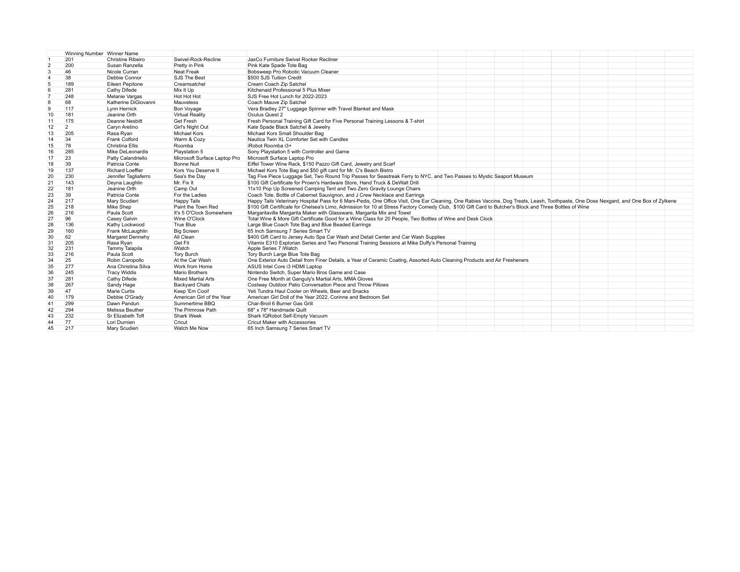| | Winning Number | Winner Name | | |
|---|---|---|---|---|
| 1 | 201 | Christine Ribeiro | Swivel-Rock-Recline | JaxCo Furniture Swivel Rocker Recliner |
| 2 | 200 | Susan Ranzella | Pretty in Pink | Pink Kate Spade Tote Bag |
| 3 | 46 | Nicole Curran | Neat Freak | Bobsweep Pro Robotic Vacuum Cleaner |
| 4 | 38 | Debbie Connor | SJS The Best | $500 SJS Tuition Credit |
| 5 | 189 | Eileen Pepitone | Creamsatchel | Cream Coach Zip Satchel |
| 6 | 281 | Cathy Difede | Mix It Up | Kitchenaid Professional 5 Plus Mixer |
| 7 | 248 | Melanie Vargas | Hot Hot Hot | SJS Free Hot Lunch for 2022-2023 |
| 8 | 68 | Katherine DiGiovanni | Mauveless | Coach Mauve Zip Satchel |
| 9 | 117 | Lynn Hernick | Bon Voyage | Vera Bradley 27" Luggage Spinner with Travel Blanket and Mask |
| 10 | 181 | Jeanine Orth | Virtual Reality | Oculus Quest 2 |
| 11 | 175 | Deanne Nesbitt | Get Fresh | Fresh Personal Training Gift Card for Five Personal Training Lessons & T-shirt |
| 12 | 2 | Caryn Aretino | Girl's Night Out | Kate Spade Black Satchel & Jewelry |
| 13 | 205 | Rasa Ryan | Michael Kors | Michael Kors Small Shoulder Bag |
| 14 | 34 | Frank Colford | Warm & Cozy | Nautica Twin XL Comforter Set with Candles |
| 15 | 78 | Christina Ellis | Roomba | iRobot Roomba i3+ |
| 16 | 285 | Mike DeLeonardis | Playstation 5 | Sony Playstation 5 with Controller and Game |
| 17 | 23 | Patty Calandriello | Microsoft Surface Laptop Pro | Microsoft Surface Laptop Pro |
| 18 | 39 | Patricia Conte | Bonne Nuit | Eiffel Tower Wine Rack, $150 Pazzo Gift Card, Jewelry and Scarf |
| 19 | 137 | Richard Loeffler | Kors You Deserve It | Michael Kors Tote Bag and $50 gift card for Mr. C's Beach Bistro |
| 20 | 230 | Jennifer Tagliaferro | Sea's the Day | Tag Five Piece Luggage Set, Two Round Trip Passes for Seastreak Ferry to NYC, and Two Passes to Mystic Seaport Museum |
| 21 | 143 | Deyna Laughlin | Mr. Fix It | $100 Gift Certificate for Prown's Hardware Store, Hand Truck & DeWalt Drill |
| 22 | 181 | Jeanine Orth | Camp Out | 11x10 Pop Up Screened Camping Tent and Two Zero Gravity Lounge Chairs |
| 23 | 39 | Patricia Conte | For the Ladies | Coach Tote, Bottle of Cabernet Sauvignon, and J Crew Necklace and Earrings |
| 24 | 217 | Mary Scudieri | Happy Tails | Happy Tails Veterinary Hospital Pass for 6 Mani-Pedis, One Office Visit, One Ear Cleaning, One Rabies Vaccine, Dog Treats, Leash, Toothpaste, One Dose Nexgard, and One Box of Zylkene |
| 25 | 218 | Mike Shep | Paint the Town Red | $100 Gift Certificate for Chelsea's Limo, Admission for 10 at Stress Factory Comedy Club, $100 Gift Card to Butcher's Block and Three Bottles of Wine |
| 26 | 216 | Paula Scott | It's 5 O'Clock Somewhere | Margaritaville Margarita Maker with Glassware, Margarita Mix and Towel |
| 27 | 96 | Casey Galvin | Wine O'Clock | Total Wine & More Gift Certificate Good for a Wine Class for 20 People, Two Bottles of Wine and Desk Clock |
| 28 | 136 | Kathy Lockwood | True Blue | Large Blue Coach Tote Bag and Blue Beaded Earrings |
| 29 | 160 | Frank McLaughlin | Big Screen | 65 Inch Samsung 7 Series Smart TV |
| 30 | 62 | Margaret Dennehy | All Clean | $400 Gift Card to Jersey Auto Spa Car Wash and Detail Center and Car Wash Supplies |
| 31 | 205 | Rasa Ryan | Get Fit | Vitamix E310 Explorian Series and Two Personal Training Sessions at Mike Duffy's Personal Training |
| 32 | 231 | Tammy Talapila | iWatch | Apple Series 7 iWatch |
| 33 | 216 | Paula Scott | Tory Burch | Tory Burch Large Blue Tote Bag |
| 34 | 25 | Robin Caropollo | At the Car Wash | One Exterior Auto Detail from Finer Details, a Year of Ceramic Coating, Assorted Auto Cleaning Products and Air Fresheners |
| 35 | 277 | Ana Christina Silva | Work from Home | ASUS Intel Core i3 HDMI Laptop |
| 36 | 245 | Tracy Widdis | Mario Brothers | Nintendo Switch, Super Mario Bros Game and Case |
| 37 | 281 | Cathy Difede | Mixed Martial Arts | One Free Month at Ganguly's Martial Arts, MMA Gloves |
| 38 | 267 | Sandy Hage | Backyard Chats | Costway Outdoor Patio Conversation Piece and Throw Pillows |
| 39 | 47 | Marie Curtis | Keep 'Em Cool! | Yeti Tundra Haul Cooler on Wheels, Beer and Snacks |
| 40 | 179 | Debbie O'Grady | American Girl of the Year | American Girl Doll of the Year 2022, Corinne and Bedroom Set |
| 41 | 299 | Dawn Panduri | Summertime BBQ | Char-Broil 6 Burner Gas Grill |
| 42 | 294 | Melissa Beuther | The Primrose Path | 68" x 78" Handmade Quilt |
| 43 | 232 | Sr Elizabeth Toft | Shark Week | Shark IQRobot Self-Empty Vacuum |
| 44 | 77 | Lori Durnien | Cricut | Cricut Maker with Accessories |
| 45 | 217 | Mary Scudieri | Watch Me Now | 65 Inch Samsung 7 Series Smart TV |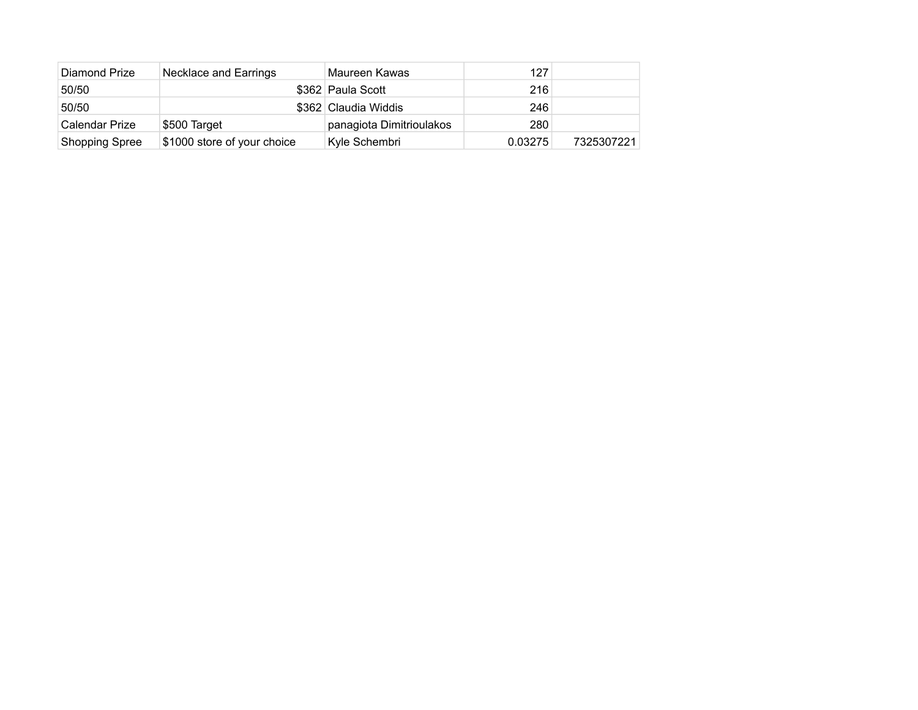| | | | | |
|---|---|---|---|---|
| Diamond Prize | Necklace and Earrings | Maureen Kawas | 127 | |
| 50/50 | $362 | Paula Scott | 216 | |
| 50/50 | $362 | Claudia Widdis | 246 | |
| Calendar Prize | $500 Target | panagiota Dimitrioulakos | 280 | |
| Shopping Spree | $1000 store of your choice | Kyle Schembri | 0.03275 | 7325307221 |